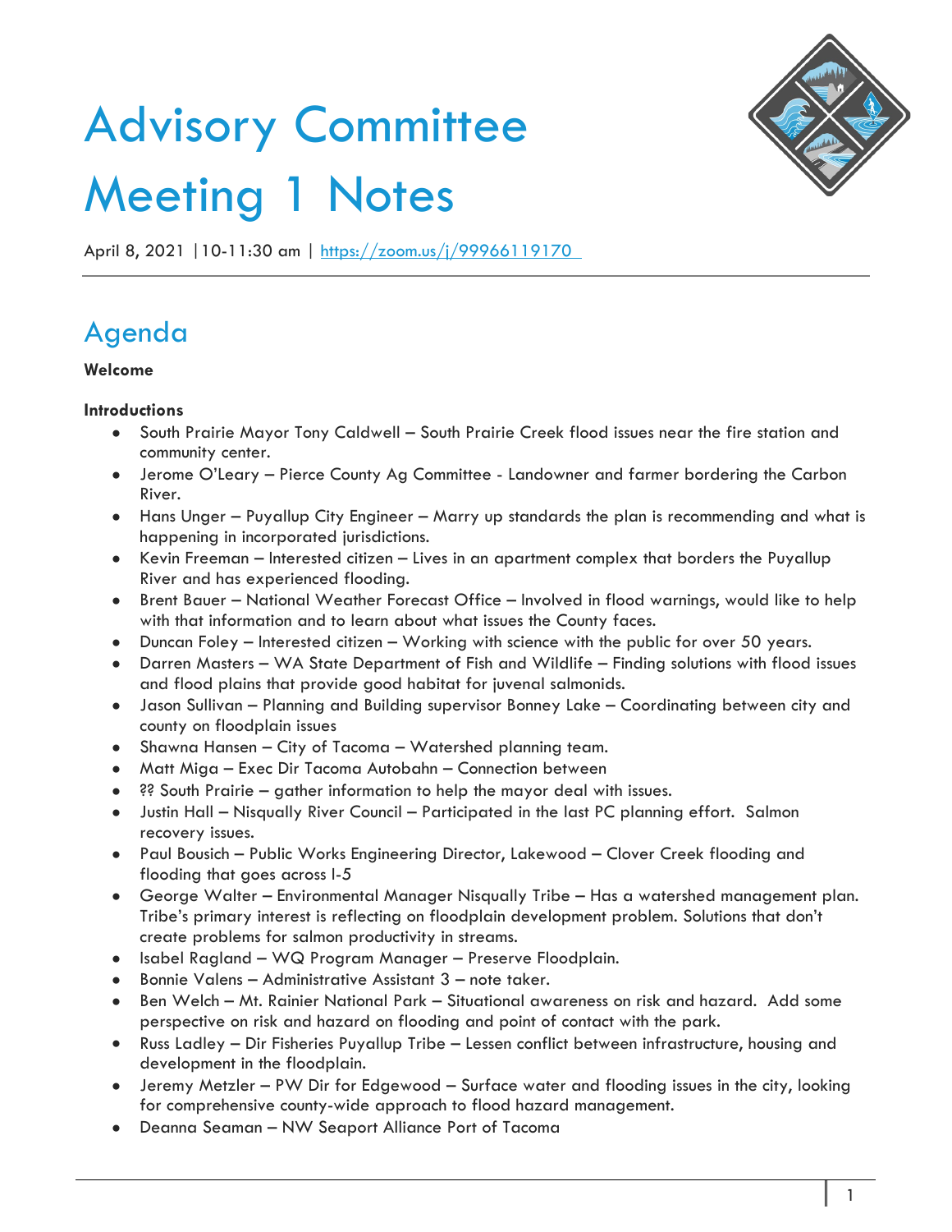# Advisory Committee Meeting 1 Notes

April 8, 2021 |10-11:30 am | [https://zoom.us/j/99966119170](https://zoom.us/j/99966119170)

## Agenda

**Welcome**

**Introductions**

- South Prairie Mayor Tony Caldwell – South Prairie Creek flood issues near the fire station and community center.
- Jerome O'Leary – Pierce County Ag Committee - Landowner and farmer bordering the Carbon River.
- Hans Unger – Puyallup City Engineer – Marry up standards the plan is recommending and what is happening in incorporated jurisdictions.
- Kevin Freeman – Interested citizen – Lives in an apartment complex that borders the Puyallup River and has experienced flooding.
- Brent Bauer – National Weather Forecast Office – Involved in flood warnings, would like to help with that information and to learn about what issues the County faces.
- Duncan Foley – Interested citizen – Working with science with the public for over 50 years.
- Darren Masters – WA State Department of Fish and Wildlife – Finding solutions with flood issues and flood plains that provide good habitat for juvenal salmonids.
- Jason Sullivan – Planning and Building supervisor Bonney Lake – Coordinating between city and county on floodplain issues
- Shawna Hansen – City of Tacoma – Watershed planning team.
- Matt Miga – Exec Dir Tacoma Autobahn – Connection between
- ?? South Prairie – gather information to help the mayor deal with issues.
- Justin Hall – Nisqually River Council – Participated in the last PC planning effort. Salmon recovery issues.
- Paul Bousich – Public Works Engineering Director, Lakewood – Clover Creek flooding and flooding that goes across I-5
- George Walter – Environmental Manager Nisqually Tribe – Has a watershed management plan. Tribe's primary interest is reflecting on floodplain development problem. Solutions that don't create problems for salmon productivity in streams.
- Isabel Ragland – WQ Program Manager – Preserve Floodplain.
- Bonnie Valens – Administrative Assistant 3 – note taker.
- Ben Welch – Mt. Rainier National Park – Situational awareness on risk and hazard. Add some perspective on risk and hazard on flooding and point of contact with the park.
- Russ Ladley – Dir Fisheries Puyallup Tribe – Lessen conflict between infrastructure, housing and development in the floodplain.
- Jeremy Metzler – PW Dir for Edgewood – Surface water and flooding issues in the city, looking for comprehensive county-wide approach to flood hazard management.
- Deanna Seaman – NW Seaport Alliance Port of Tacoma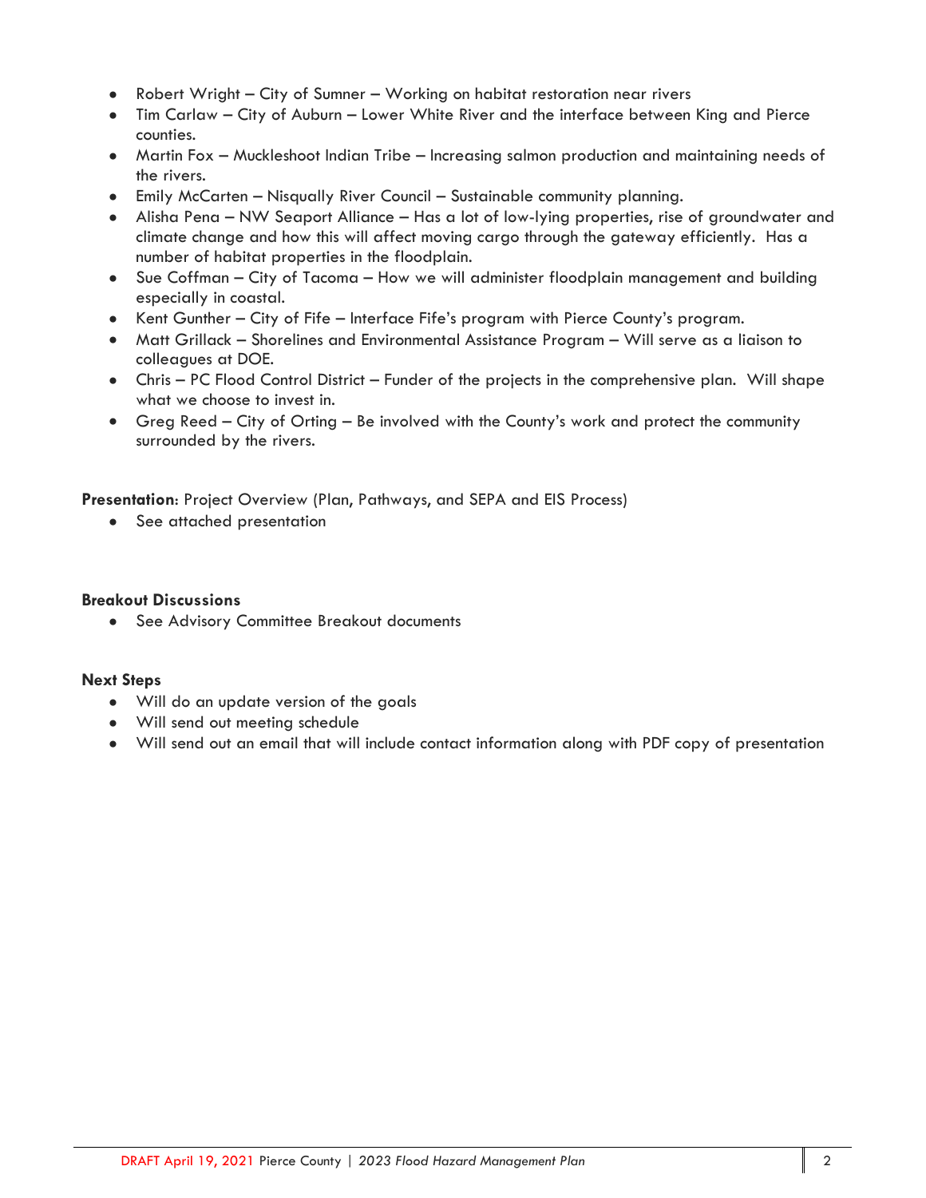- Robert Wright – City of Sumner – Working on habitat restoration near rivers
- Tim Carlaw – City of Auburn – Lower White River and the interface between King and Pierce counties.
- Martin Fox – Muckleshoot Indian Tribe – Increasing salmon production and maintaining needs of the rivers.
- Emily McCarten – Nisqually River Council – Sustainable community planning.
- Alisha Pena – NW Seaport Alliance – Has a lot of low-lying properties, rise of groundwater and climate change and how this will affect moving cargo through the gateway efficiently. Has a number of habitat properties in the floodplain.
- Sue Coffman – City of Tacoma – How we will administer floodplain management and building especially in coastal.
- Kent Gunther – City of Fife – Interface Fife's program with Pierce County's program.
- Matt Grillack – Shorelines and Environmental Assistance Program – Will serve as a liaison to colleagues at DOE.
- Chris – PC Flood Control District – Funder of the projects in the comprehensive plan. Will shape what we choose to invest in.
- Greg Reed – City of Orting – Be involved with the County's work and protect the community surrounded by the rivers.

**Presentation**: Project Overview (Plan, Pathways, and SEPA and EIS Process)

- See attached presentation

**Breakout Discussions**

- See Advisory Committee Breakout documents

**Next Steps**

- Will do an update version of the goals
- Will send out meeting schedule
- Will send out an email that will include contact information along with PDF copy of presentation